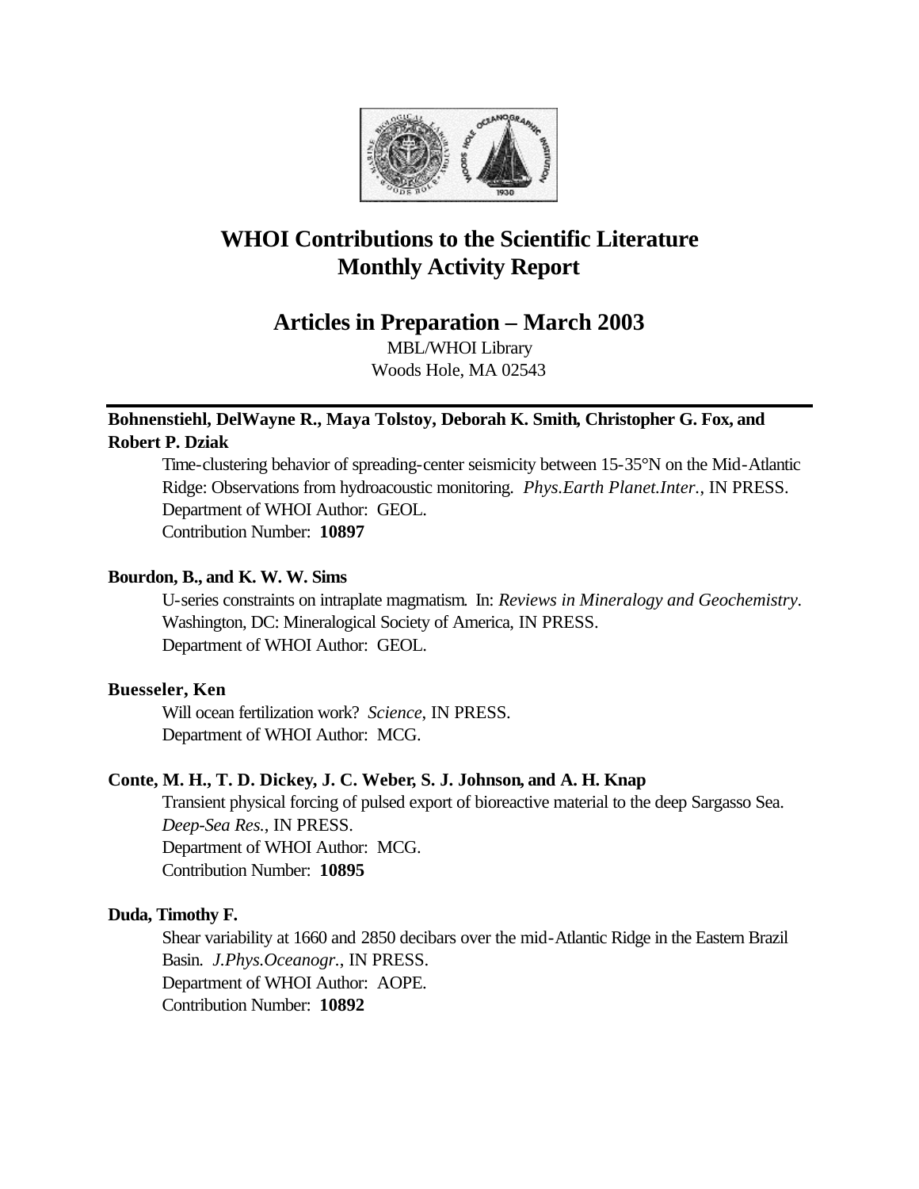# WHOI Contributions to the Scientific Literature Monthly Activity Report

## Articles in Preparation – March 2003

MBL/WHOI Library
Woods Hole, MA 02543

---

**Bohnenstiehl, DelWayne R., Maya Tolstoy, Deborah K. Smith, Christopher G. Fox, and Robert P. Dziak**

Time-clustering behavior of spreading-center seismicity between 15-35°N on the Mid-Atlantic Ridge: Observations from hydroacoustic monitoring. *Phys.Earth Planet.Inter.*, IN PRESS.
Department of WHOI Author: GEOL.
Contribution Number: **10897**

**Bourdon, B., and K. W. W. Sims**

U-series constraints on intraplate magmatism. In: *Reviews in Mineralogy and Geochemistry*. Washington, DC: Mineralogical Society of America, IN PRESS.
Department of WHOI Author: GEOL.

**Buesseler, Ken**

Will ocean fertilization work? *Science*, IN PRESS.
Department of WHOI Author: MCG.

**Conte, M. H., T. D. Dickey, J. C. Weber, S. J. Johnson, and A. H. Knap**

Transient physical forcing of pulsed export of bioreactive material to the deep Sargasso Sea. *Deep-Sea Res.*, IN PRESS.
Department of WHOI Author: MCG.
Contribution Number: **10895**

**Duda, Timothy F.**

Shear variability at 1660 and 2850 decibars over the mid-Atlantic Ridge in the Eastern Brazil Basin. *J.Phys.Oceanogr.*, IN PRESS.
Department of WHOI Author: AOPE.
Contribution Number: **10892**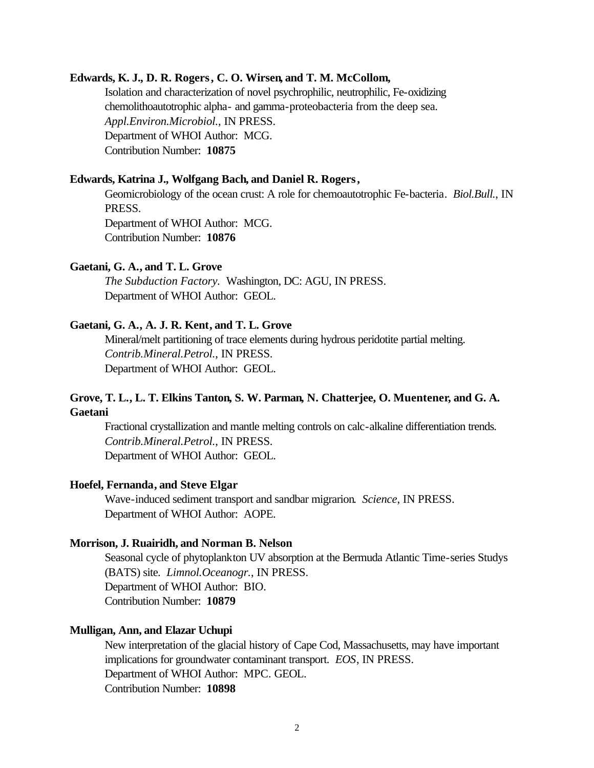**Edwards, K. J., D. R. Rogers, C. O. Wirsen, and T. M. McCollom,**

Isolation and characterization of novel psychrophilic, neutrophilic, Fe-oxidizing chemolithoautotrophic alpha- and gamma-proteobacteria from the deep sea. *Appl.Environ.Microbiol.*, IN PRESS.
Department of WHOI Author: MCG.
Contribution Number: **10875**

**Edwards, Katrina J., Wolfgang Bach, and Daniel R. Rogers,**

Geomicrobiology of the ocean crust: A role for chemoautotrophic Fe-bacteria. *Biol.Bull.*, IN PRESS.
Department of WHOI Author: MCG.
Contribution Number: **10876**

**Gaetani, G. A., and T. L. Grove**

*The Subduction Factory.* Washington, DC: AGU, IN PRESS.
Department of WHOI Author: GEOL.

**Gaetani, G. A., A. J. R. Kent, and T. L. Grove**

Mineral/melt partitioning of trace elements during hydrous peridotite partial melting. *Contrib.Mineral.Petrol.*, IN PRESS.
Department of WHOI Author: GEOL.

**Grove, T. L., L. T. Elkins Tanton, S. W. Parman, N. Chatterjee, O. Muentener, and G. A. Gaetani**

Fractional crystallization and mantle melting controls on calc-alkaline differentiation trends. *Contrib.Mineral.Petrol.*, IN PRESS.
Department of WHOI Author: GEOL.

**Hoefel, Fernanda, and Steve Elgar**

Wave-induced sediment transport and sandbar migrarion. *Science*, IN PRESS.
Department of WHOI Author: AOPE.

**Morrison, J. Ruairidh, and Norman B. Nelson**

Seasonal cycle of phytoplankton UV absorption at the Bermuda Atlantic Time-series Studys (BATS) site. *Limnol.Oceanogr.*, IN PRESS.
Department of WHOI Author: BIO.
Contribution Number: **10879**

**Mulligan, Ann, and Elazar Uchupi**

New interpretation of the glacial history of Cape Cod, Massachusetts, may have important implications for groundwater contaminant transport. *EOS*, IN PRESS.
Department of WHOI Author: MPC. GEOL.
Contribution Number: **10898**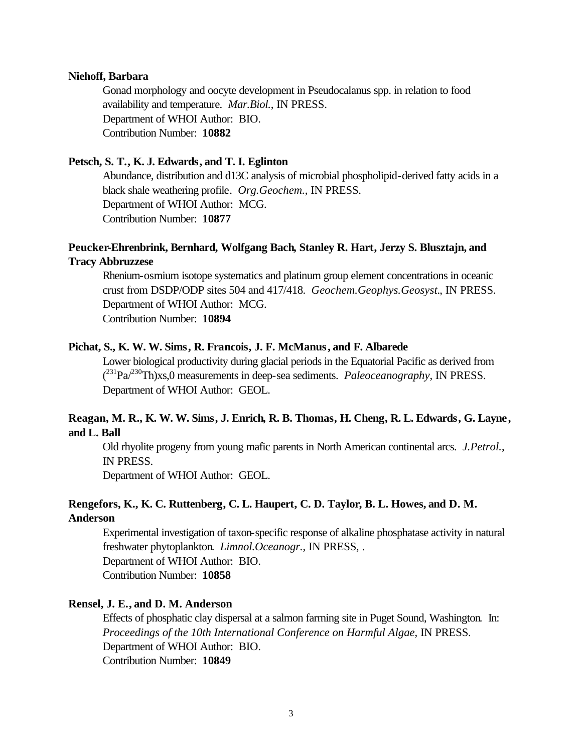**Niehoff, Barbara**

Gonad morphology and oocyte development in Pseudocalanus spp. in relation to food availability and temperature. *Mar.Biol.*, IN PRESS.
Department of WHOI Author: BIO.
Contribution Number: **10882**

**Petsch, S. T., K. J. Edwards, and T. I. Eglinton**

Abundance, distribution and d13C analysis of microbial phospholipid-derived fatty acids in a black shale weathering profile. *Org.Geochem.*, IN PRESS.
Department of WHOI Author: MCG.
Contribution Number: **10877**

**Peucker-Ehrenbrink, Bernhard, Wolfgang Bach, Stanley R. Hart, Jerzy S. Blusztajn, and Tracy Abbruzzese**

Rhenium-osmium isotope systematics and platinum group element concentrations in oceanic crust from DSDP/ODP sites 504 and 417/418. *Geochem.Geophys.Geosyst.*, IN PRESS.
Department of WHOI Author: MCG.
Contribution Number: **10894**

**Pichat, S., K. W. W. Sims, R. Francois, J. F. McManus, and F. Albarede**

Lower biological productivity during glacial periods in the Equatorial Pacific as derived from $(^{231}Pa/^{230}Th)_{xs,0}$ measurements in deep-sea sediments. *Paleoceanography*, IN PRESS.
Department of WHOI Author: GEOL.

**Reagan, M. R., K. W. W. Sims, J. Enrich, R. B. Thomas, H. Cheng, R. L. Edwards, G. Layne, and L. Ball**

Old rhyolite progeny from young mafic parents in North American continental arcs. *J.Petrol.*, IN PRESS.
Department of WHOI Author: GEOL.

**Rengefors, K., K. C. Ruttenberg, C. L. Haupert, C. D. Taylor, B. L. Howes, and D. M. Anderson**

Experimental investigation of taxon-specific response of alkaline phosphatase activity in natural freshwater phytoplankton. *Limnol.Oceanogr.*, IN PRESS, .
Department of WHOI Author: BIO.
Contribution Number: **10858**

**Rensel, J. E., and D. M. Anderson**

Effects of phosphatic clay dispersal at a salmon farming site in Puget Sound, Washington. In: *Proceedings of the 10th International Conference on Harmful Algae*, IN PRESS.
Department of WHOI Author: BIO.
Contribution Number: **10849**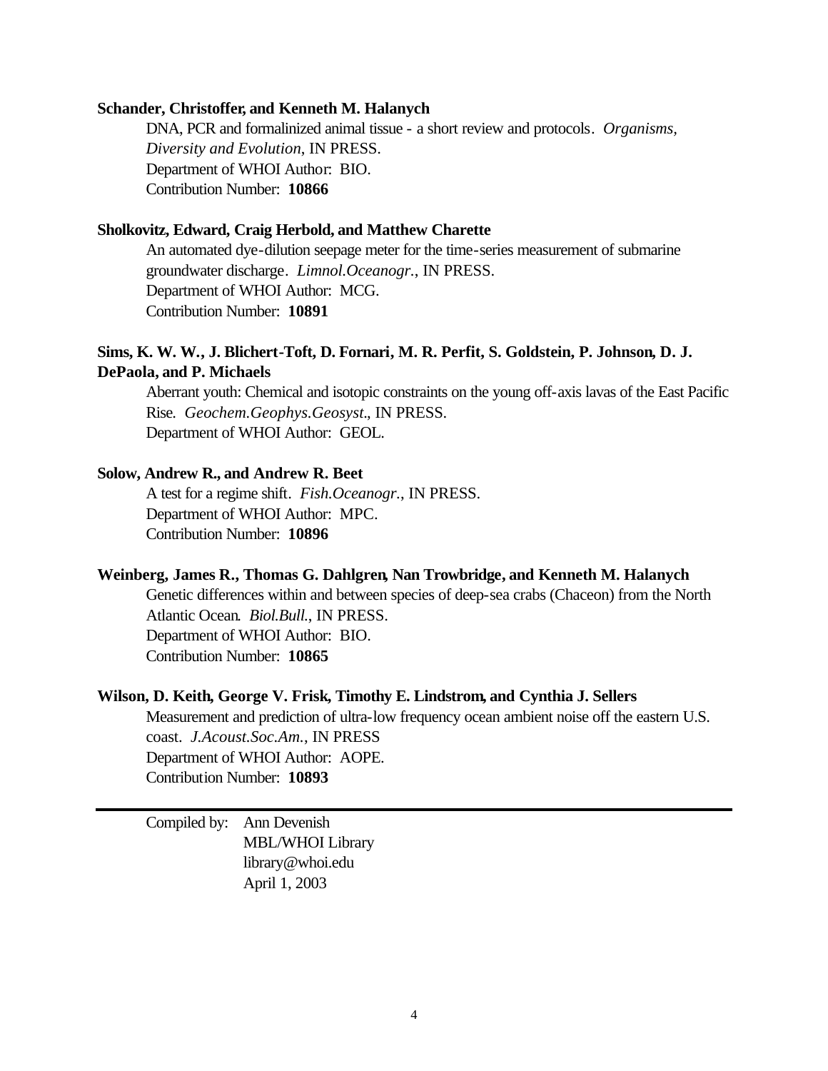**Schander, Christoffer, and Kenneth M. Halanych**

DNA, PCR and formalinized animal tissue - a short review and protocols. *Organisms, Diversity and Evolution*, IN PRESS.
Department of WHOI Author: BIO.
Contribution Number: **10866**

**Sholkovitz, Edward, Craig Herbold, and Matthew Charette**

An automated dye-dilution seepage meter for the time-series measurement of submarine groundwater discharge. *Limnol.Oceanogr.*, IN PRESS.
Department of WHOI Author: MCG.
Contribution Number: **10891**

**Sims, K. W. W., J. Blichert-Toft, D. Fornari, M. R. Perfit, S. Goldstein, P. Johnson, D. J. DePaola, and P. Michaels**

Aberrant youth: Chemical and isotopic constraints on the young off-axis lavas of the East Pacific Rise. *Geochem.Geophys.Geosyst.*, IN PRESS.
Department of WHOI Author: GEOL.

**Solow, Andrew R., and Andrew R. Beet**

A test for a regime shift. *Fish.Oceanogr.*, IN PRESS.
Department of WHOI Author: MPC.
Contribution Number: **10896**

**Weinberg, James R., Thomas G. Dahlgren, Nan Trowbridge, and Kenneth M. Halanych**

Genetic differences within and between species of deep-sea crabs (Chaceon) from the North Atlantic Ocean. *Biol.Bull.*, IN PRESS.
Department of WHOI Author: BIO.
Contribution Number: **10865**

**Wilson, D. Keith, George V. Frisk, Timothy E. Lindstrom, and Cynthia J. Sellers**

Measurement and prediction of ultra-low frequency ocean ambient noise off the eastern U.S. coast. *J.Acoust.Soc.Am.*, IN PRESS
Department of WHOI Author: AOPE.
Contribution Number: **10893**

---

Compiled by: Ann Devenish
MBL/WHOI Library
library@whoi.edu
April 1, 2003